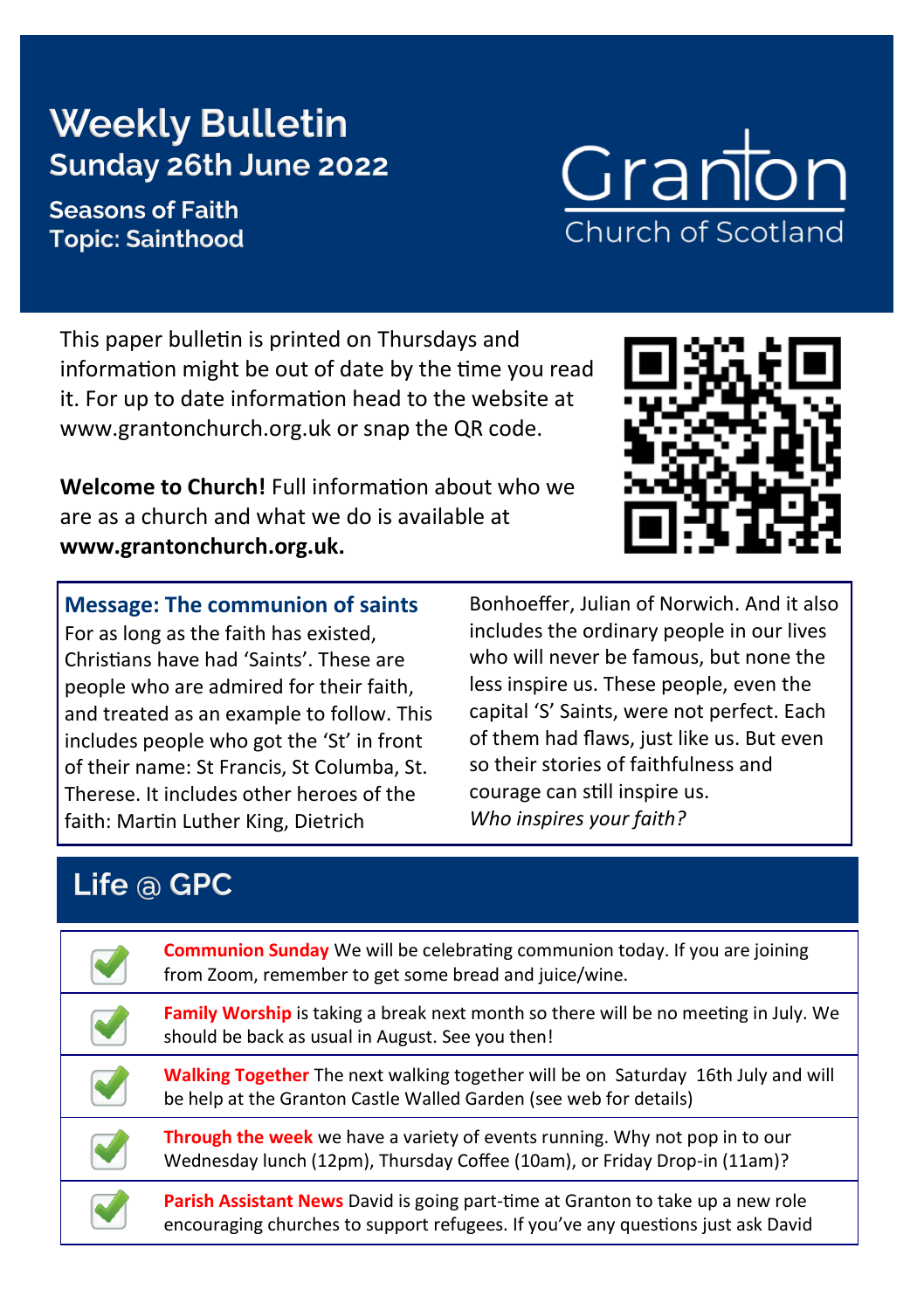# Weekly Bulletin

## Sunday 26th June 2022

**Seasons of Faith**
**Topic: Sainthood**

Granton
Church of Scotland

This paper bulletin is printed on Thursdays and information might be out of date by the time you read it. For up to date information head to the website at www.grantonchurch.org.uk or snap the QR code.

**Welcome to Church!** Full information about who we are as a church and what we do is available at **www.grantonchurch.org.uk.**

### Message: The communion of saints

For as long as the faith has existed, Christians have had 'Saints'. These are people who are admired for their faith, and treated as an example to follow. This includes people who got the 'St' in front of their name: St Francis, St Columba, St. Therese. It includes other heroes of the faith: Martin Luther King, Dietrich Bonhoeffer, Julian of Norwich. And it also includes the ordinary people in our lives who will never be famous, but none the less inspire us. These people, even the capital 'S' Saints, were not perfect. Each of them had flaws, just like us. But even so their stories of faithfulness and courage can still inspire us.

*Who inspires your faith?*

## Life @ GPC

- **Communion Sunday** We will be celebrating communion today. If you are joining from Zoom, remember to get some bread and juice/wine.
- **Family Worship** is taking a break next month so there will be no meeting in July. We should be back as usual in August. See you then!
- **Walking Together** The next walking together will be on Saturday 16th July and will be help at the Granton Castle Walled Garden (see web for details)
- **Through the week** we have a variety of events running. Why not pop in to our Wednesday lunch (12pm), Thursday Coffee (10am), or Friday Drop-in (11am)?
- **Parish Assistant News** David is going part-time at Granton to take up a new role encouraging churches to support refugees. If you've any questions just ask David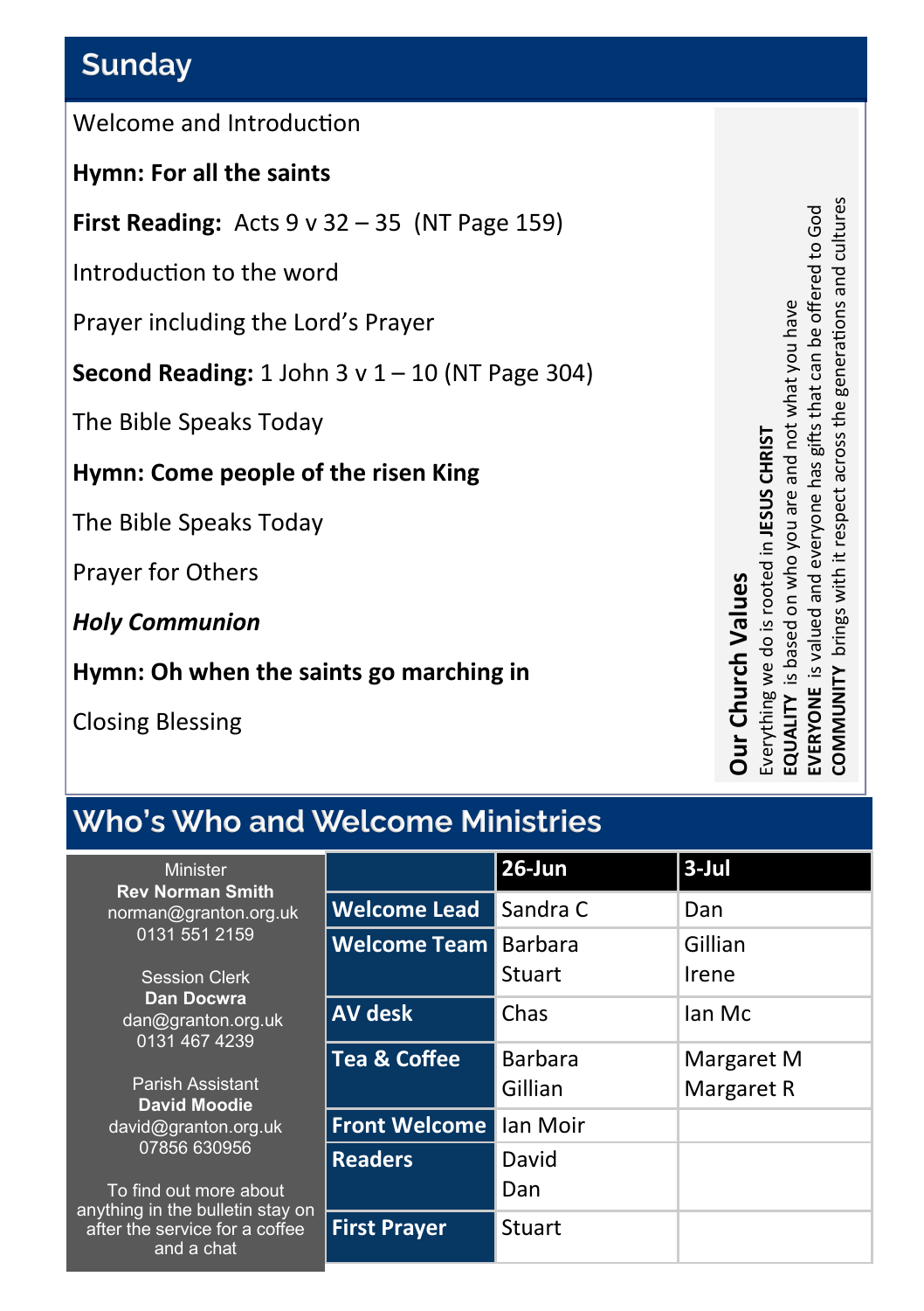## Sunday

Welcome and Introduction

**Hymn: For all the saints**

**First Reading:** Acts 9 v 32 – 35 (NT Page 159)

Introduction to the word

Prayer including the Lord's Prayer

**Second Reading:** 1 John 3 v 1 – 10 (NT Page 304)

The Bible Speaks Today

**Hymn: Come people of the risen King**

The Bible Speaks Today

Prayer for Others

***Holy Communion***

**Hymn: Oh when the saints go marching in**

Closing Blessing

**Our Church Values**

Everything we do is rooted in **JESUS CHRIST**

**EQUALITY** is based on who you are and not what you have

**EVERYONE** is valued and everyone has gifts that can be offered to God

**COMMUNITY** brings with it respect across the generations and cultures

## Who's Who and Welcome Ministries

Minister
**Rev Norman Smith**
norman@granton.org.uk
0131 551 2159

Session Clerk
**Dan Docwra**
dan@granton.org.uk
0131 467 4239

Parish Assistant
**David Moodie**
david@granton.org.uk
07856 630956

To find out more about anything in the bulletin stay on after the service for a coffee and a chat

| | 26-Jun | 3-Jul |
|---|---|---|
| **Welcome Lead** | Sandra C | Dan |
| **Welcome Team** | Barbara<br>Stuart | Gillian<br>Irene |
| **AV desk** | Chas | Ian Mc |
| **Tea & Coffee** | Barbara<br>Gillian | Margaret M<br>Margaret R |
| **Front Welcome** | Ian Moir | |
| **Readers** | David<br>Dan | |
| **First Prayer** | Stuart | |